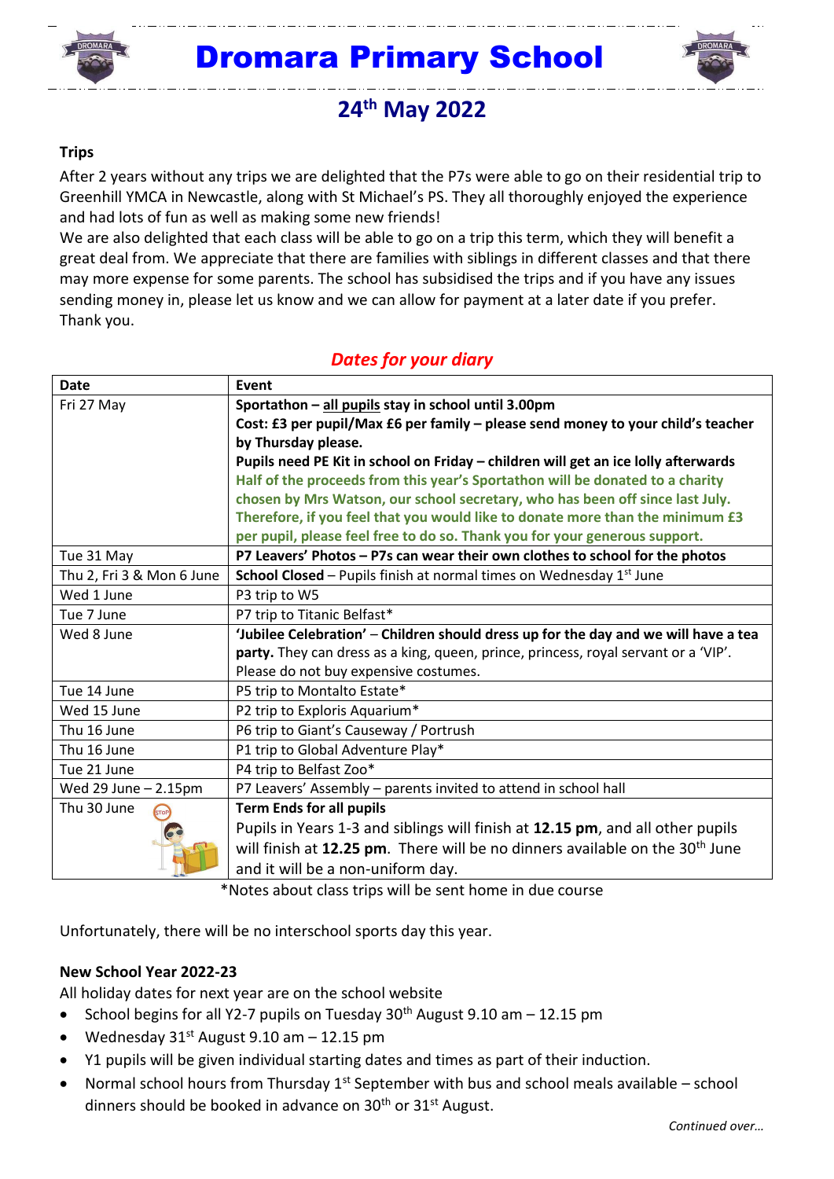# Dromara Primary School

## 24th May 2022

**Trips**

After 2 years without any trips we are delighted that the P7s were able to go on their residential trip to Greenhill YMCA in Newcastle, along with St Michael's PS. They all thoroughly enjoyed the experience and had lots of fun as well as making some new friends!

We are also delighted that each class will be able to go on a trip this term, which they will benefit a great deal from. We appreciate that there are families with siblings in different classes and that there may more expense for some parents. The school has subsidised the trips and if you have any issues sending money in, please let us know and we can allow for payment at a later date if you prefer. Thank you.

### *Dates for your diary*

| Date | Event |
|---|---|
| Fri 27 May | **Sportathon – all pupils stay in school until 3.00pm** **Cost: £3 per pupil/Max £6 per family – please send money to your child's teacher by Thursday please.** **Pupils need PE Kit in school on Friday – children will get an ice lolly afterwards** **Half of the proceeds from this year's Sportathon will be donated to a charity chosen by Mrs Watson, our school secretary, who has been off since last July. Therefore, if you feel that you would like to donate more than the minimum £3 per pupil, please feel free to do so. Thank you for your generous support.** |
| Tue 31 May | **P7 Leavers' Photos – P7s can wear their own clothes to school for the photos** |
| Thu 2, Fri 3 & Mon 6 June | **School Closed** – Pupils finish at normal times on Wednesday 1st June |
| Wed 1 June | P3 trip to W5 |
| Tue 7 June | P7 trip to Titanic Belfast* |
| Wed 8 June | **'Jubilee Celebration' – Children should dress up for the day and we will have a tea party.** They can dress as a king, queen, prince, princess, royal servant or a 'VIP'. Please do not buy expensive costumes. |
| Tue 14 June | P5 trip to Montalto Estate* |
| Wed 15 June | P2 trip to Exploris Aquarium* |
| Thu 16 June | P6 trip to Giant's Causeway / Portrush |
| Thu 16 June | P1 trip to Global Adventure Play* |
| Tue 21 June | P4 trip to Belfast Zoo* |
| Wed 29 June – 2.15pm | P7 Leavers' Assembly – parents invited to attend in school hall |
| Thu 30 June | **Term Ends for all pupils** Pupils in Years 1-3 and siblings will finish at **12.15 pm**, and all other pupils will finish at **12.25 pm**. There will be no dinners available on the 30th June and it will be a non-uniform day. |

*Notes about class trips will be sent home in due course

Unfortunately, there will be no interschool sports day this year.

**New School Year 2022-23**

All holiday dates for next year are on the school website

- School begins for all Y2-7 pupils on Tuesday 30th August 9.10 am – 12.15 pm
- Wednesday 31st August 9.10 am – 12.15 pm
- Y1 pupils will be given individual starting dates and times as part of their induction.
- Normal school hours from Thursday 1st September with bus and school meals available – school dinners should be booked in advance on 30th or 31st August.

*Continued over…*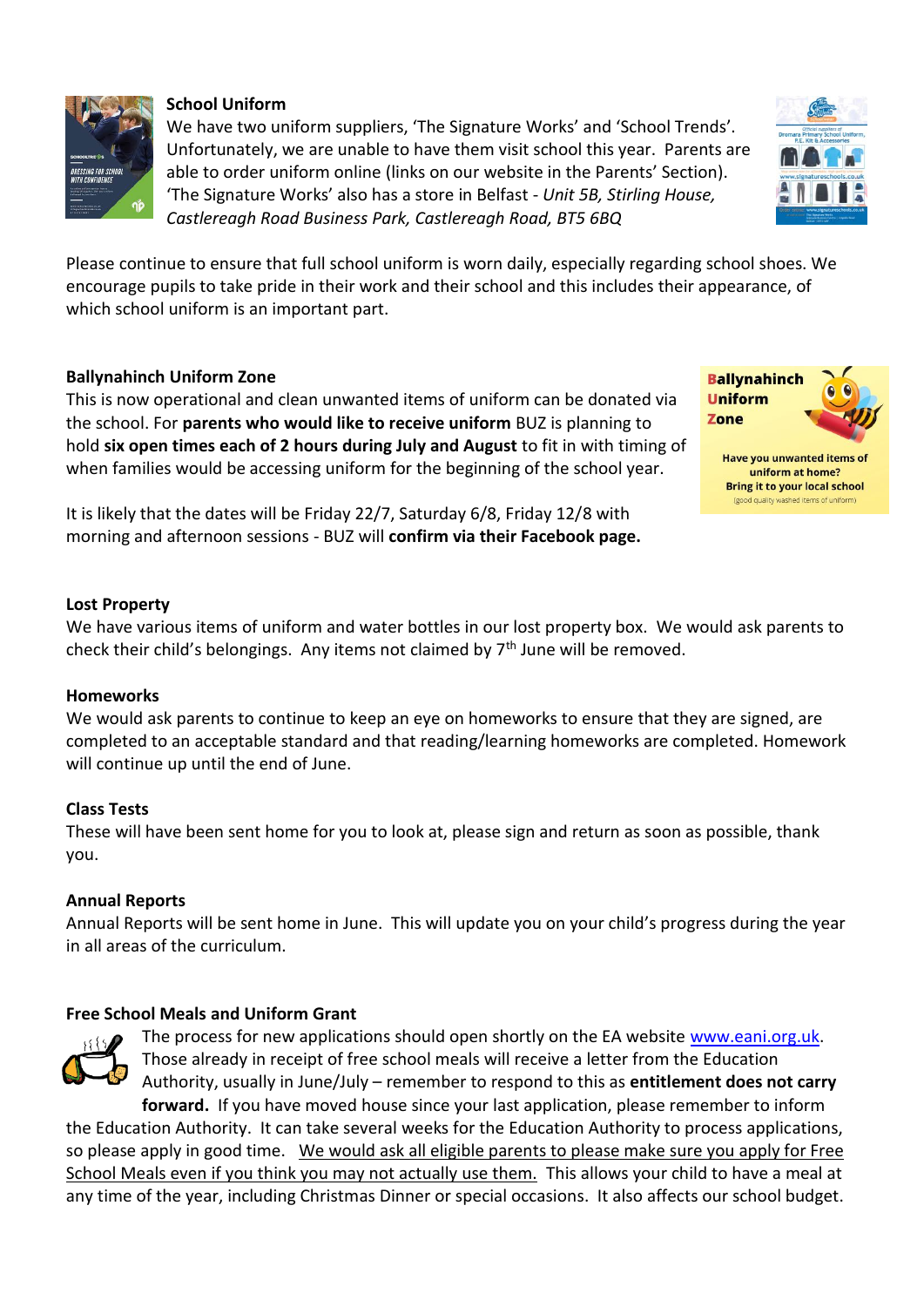## School Uniform

We have two uniform suppliers, 'The Signature Works' and 'School Trends'. Unfortunately, we are unable to have them visit school this year. Parents are able to order uniform online (links on our website in the Parents' Section). 'The Signature Works' also has a store in Belfast - *Unit 5B, Stirling House, Castlereagh Road Business Park, Castlereagh Road, BT5 6BQ*

Please continue to ensure that full school uniform is worn daily, especially regarding school shoes. We encourage pupils to take pride in their work and their school and this includes their appearance, of which school uniform is an important part.

## Ballynahinch Uniform Zone

This is now operational and clean unwanted items of uniform can be donated via the school. For **parents who would like to receive uniform** BUZ is planning to hold **six open times each of 2 hours during July and August** to fit in with timing of when families would be accessing uniform for the beginning of the school year.

It is likely that the dates will be Friday 22/7, Saturday 6/8, Friday 12/8 with morning and afternoon sessions - BUZ will **confirm via their Facebook page.**

## Lost Property

We have various items of uniform and water bottles in our lost property box. We would ask parents to check their child's belongings. Any items not claimed by 7th June will be removed.

## Homeworks

We would ask parents to continue to keep an eye on homeworks to ensure that they are signed, are completed to an acceptable standard and that reading/learning homeworks are completed. Homework will continue up until the end of June.

## Class Tests

These will have been sent home for you to look at, please sign and return as soon as possible, thank you.

## Annual Reports

Annual Reports will be sent home in June. This will update you on your child's progress during the year in all areas of the curriculum.

## Free School Meals and Uniform Grant

The process for new applications should open shortly on the EA website www.eani.org.uk. Those already in receipt of free school meals will receive a letter from the Education Authority, usually in June/July – remember to respond to this as **entitlement does not carry forward.** If you have moved house since your last application, please remember to inform the Education Authority. It can take several weeks for the Education Authority to process applications, so please apply in good time. We would ask all eligible parents to please make sure you apply for Free School Meals even if you think you may not actually use them. This allows your child to have a meal at any time of the year, including Christmas Dinner or special occasions. It also affects our school budget.